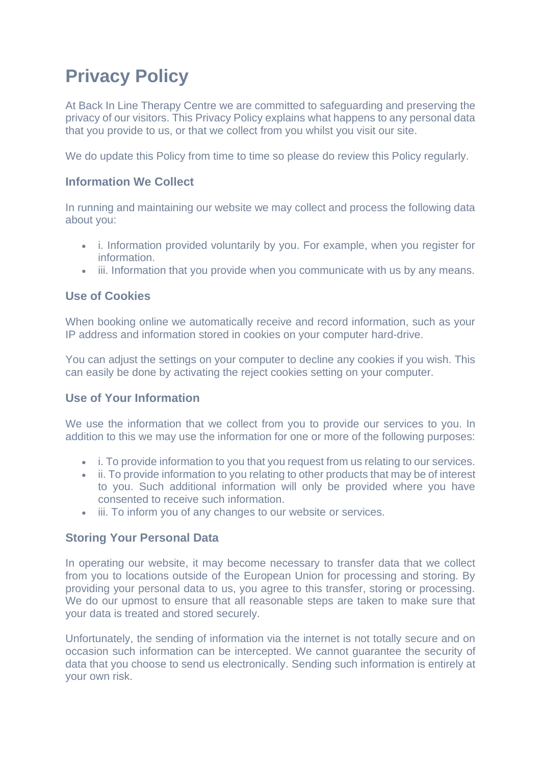# Privacy Policy

At Back In Line Therapy Centre we are committed to safeguarding and preserving the privacy of our visitors. This Privacy Policy explains what happens to any personal data that you provide to us, or that we collect from you whilst you visit our site.

We do update this Policy from time to time so please do review this Policy regularly.

### Information We Collect

In running and maintaining our website we may collect and process the following data about you:

- i. Information provided voluntarily by you. For example, when you register for information.
- iii. Information that you provide when you communicate with us by any means.

### Use of Cookies

When booking online we automatically receive and record information, such as your IP address and information stored in cookies on your computer hard-drive.

You can adjust the settings on your computer to decline any cookies if you wish. This can easily be done by activating the reject cookies setting on your computer.

### Use of Your Information

We use the information that we collect from you to provide our services to you. In addition to this we may use the information for one or more of the following purposes:

- i. To provide information to you that you request from us relating to our services.
- ii. To provide information to you relating to other products that may be of interest to you. Such additional information will only be provided where you have consented to receive such information.
- iii. To inform you of any changes to our website or services.

### Storing Your Personal Data

In operating our website, it may become necessary to transfer data that we collect from you to locations outside of the European Union for processing and storing. By providing your personal data to us, you agree to this transfer, storing or processing. We do our upmost to ensure that all reasonable steps are taken to make sure that your data is treated and stored securely.

Unfortunately, the sending of information via the internet is not totally secure and on occasion such information can be intercepted. We cannot guarantee the security of data that you choose to send us electronically. Sending such information is entirely at your own risk.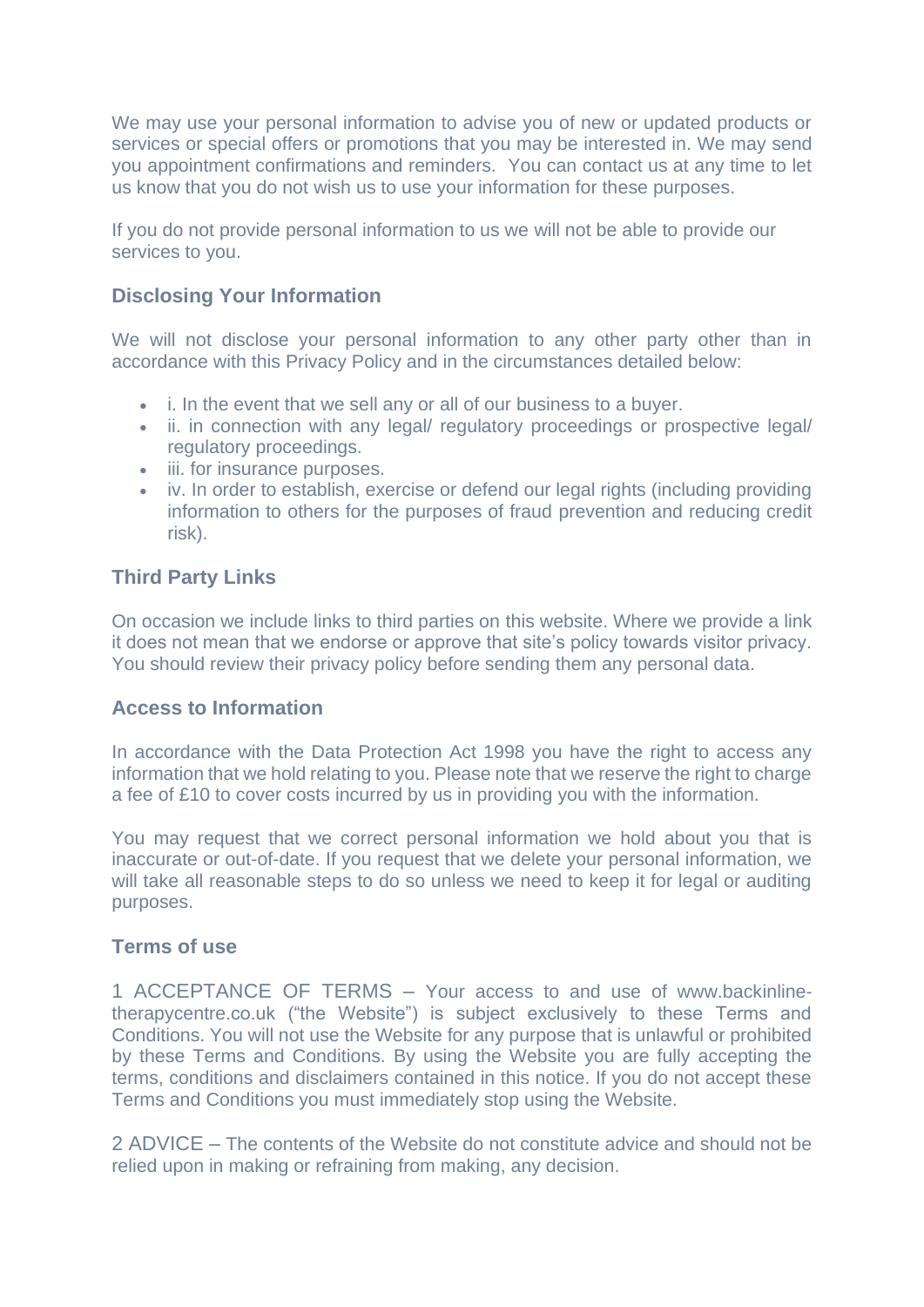We may use your personal information to advise you of new or updated products or services or special offers or promotions that you may be interested in. We may send you appointment confirmations and reminders. You can contact us at any time to let us know that you do not wish us to use your information for these purposes.

If you do not provide personal information to us we will not be able to provide our services to you.

### Disclosing Your Information

We will not disclose your personal information to any other party other than in accordance with this Privacy Policy and in the circumstances detailed below:

- i. In the event that we sell any or all of our business to a buyer.
- ii. in connection with any legal/ regulatory proceedings or prospective legal/ regulatory proceedings.
- iii. for insurance purposes.
- iv. In order to establish, exercise or defend our legal rights (including providing information to others for the purposes of fraud prevention and reducing credit risk).

### Third Party Links

On occasion we include links to third parties on this website. Where we provide a link it does not mean that we endorse or approve that site's policy towards visitor privacy. You should review their privacy policy before sending them any personal data.

### Access to Information

In accordance with the Data Protection Act 1998 you have the right to access any information that we hold relating to you. Please note that we reserve the right to charge a fee of £10 to cover costs incurred by us in providing you with the information.

You may request that we correct personal information we hold about you that is inaccurate or out-of-date. If you request that we delete your personal information, we will take all reasonable steps to do so unless we need to keep it for legal or auditing purposes.

### Terms of use

1 ACCEPTANCE OF TERMS – Your access to and use of www.backinline-therapycentre.co.uk ("the Website") is subject exclusively to these Terms and Conditions. You will not use the Website for any purpose that is unlawful or prohibited by these Terms and Conditions. By using the Website you are fully accepting the terms, conditions and disclaimers contained in this notice. If you do not accept these Terms and Conditions you must immediately stop using the Website.

2 ADVICE – The contents of the Website do not constitute advice and should not be relied upon in making or refraining from making, any decision.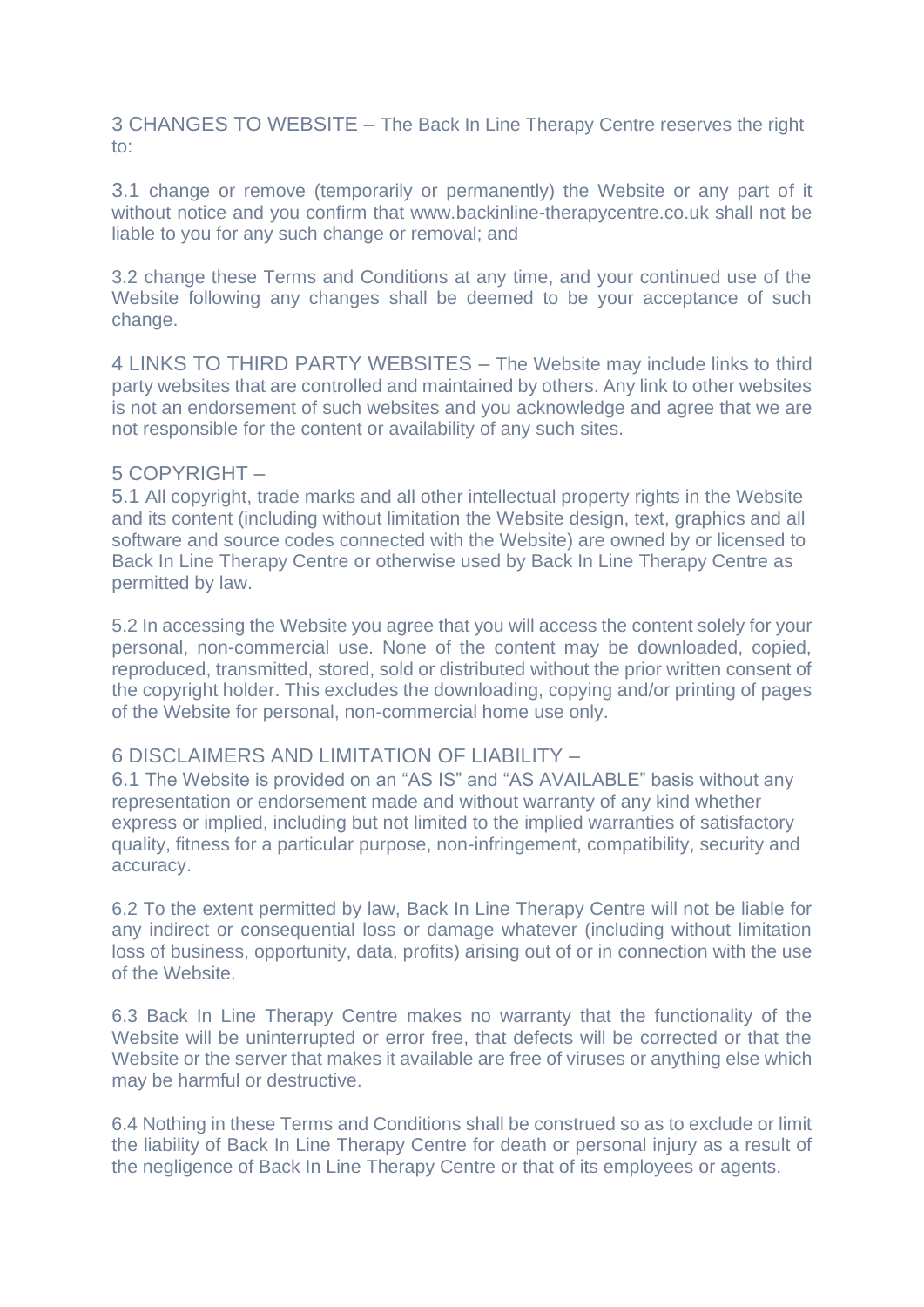3 CHANGES TO WEBSITE – The Back In Line Therapy Centre reserves the right to:

3.1 change or remove (temporarily or permanently) the Website or any part of it without notice and you confirm that www.backinline-therapycentre.co.uk shall not be liable to you for any such change or removal; and

3.2 change these Terms and Conditions at any time, and your continued use of the Website following any changes shall be deemed to be your acceptance of such change.

4 LINKS TO THIRD PARTY WEBSITES – The Website may include links to third party websites that are controlled and maintained by others. Any link to other websites is not an endorsement of such websites and you acknowledge and agree that we are not responsible for the content or availability of any such sites.

5 COPYRIGHT –

5.1 All copyright, trade marks and all other intellectual property rights in the Website and its content (including without limitation the Website design, text, graphics and all software and source codes connected with the Website) are owned by or licensed to Back In Line Therapy Centre or otherwise used by Back In Line Therapy Centre as permitted by law.

5.2 In accessing the Website you agree that you will access the content solely for your personal, non-commercial use. None of the content may be downloaded, copied, reproduced, transmitted, stored, sold or distributed without the prior written consent of the copyright holder. This excludes the downloading, copying and/or printing of pages of the Website for personal, non-commercial home use only.

6 DISCLAIMERS AND LIMITATION OF LIABILITY –

6.1 The Website is provided on an "AS IS" and "AS AVAILABLE" basis without any representation or endorsement made and without warranty of any kind whether express or implied, including but not limited to the implied warranties of satisfactory quality, fitness for a particular purpose, non-infringement, compatibility, security and accuracy.

6.2 To the extent permitted by law, Back In Line Therapy Centre will not be liable for any indirect or consequential loss or damage whatever (including without limitation loss of business, opportunity, data, profits) arising out of or in connection with the use of the Website.

6.3 Back In Line Therapy Centre makes no warranty that the functionality of the Website will be uninterrupted or error free, that defects will be corrected or that the Website or the server that makes it available are free of viruses or anything else which may be harmful or destructive.

6.4 Nothing in these Terms and Conditions shall be construed so as to exclude or limit the liability of Back In Line Therapy Centre for death or personal injury as a result of the negligence of Back In Line Therapy Centre or that of its employees or agents.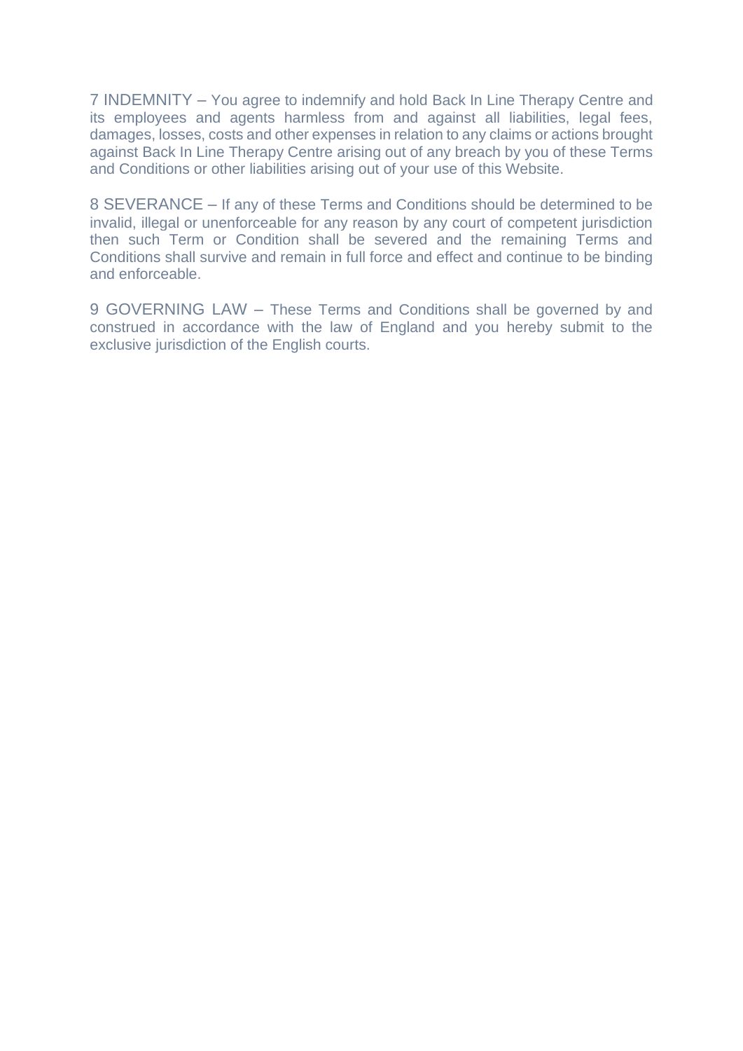7 INDEMNITY – You agree to indemnify and hold Back In Line Therapy Centre and its employees and agents harmless from and against all liabilities, legal fees, damages, losses, costs and other expenses in relation to any claims or actions brought against Back In Line Therapy Centre arising out of any breach by you of these Terms and Conditions or other liabilities arising out of your use of this Website.

8 SEVERANCE – If any of these Terms and Conditions should be determined to be invalid, illegal or unenforceable for any reason by any court of competent jurisdiction then such Term or Condition shall be severed and the remaining Terms and Conditions shall survive and remain in full force and effect and continue to be binding and enforceable.

9 GOVERNING LAW – These Terms and Conditions shall be governed by and construed in accordance with the law of England and you hereby submit to the exclusive jurisdiction of the English courts.